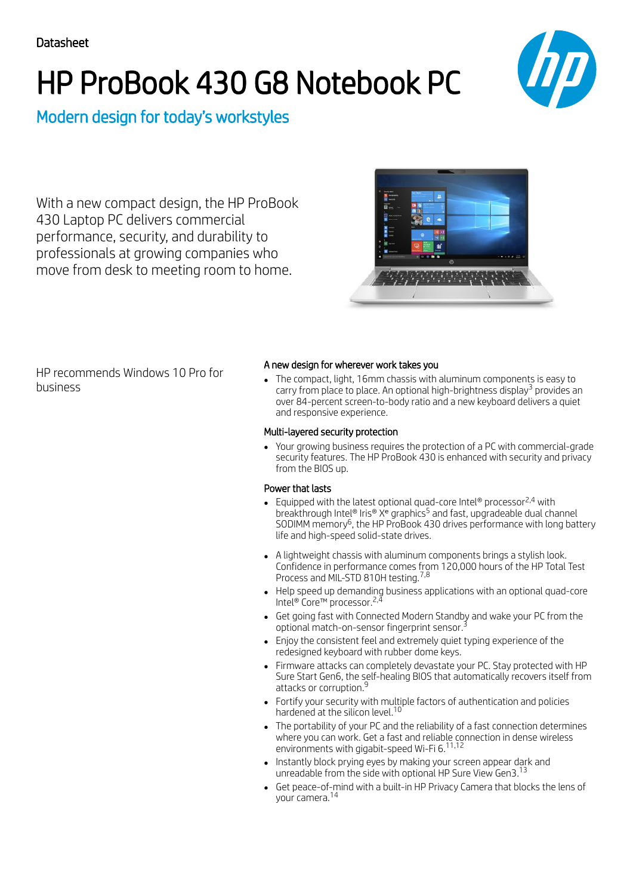Datasheet

# HP ProBook 430 G8 Notebook PC

## Modern design for today's workstyles

With a new compact design, the HP ProBook 430 Laptop PC delivers commercial performance, security, and durability to professionals at growing companies who move from desk to meeting room to home.

HP recommends Windows 10 Pro for business

### A new design for wherever work takes you

- The compact, light, 16mm chassis with aluminum components is easy to carry from place to place. An optional high-brightness display[3] provides an over 84-percent screen-to-body ratio and a new keyboard delivers a quiet and responsive experience.

### Multi-layered security protection

- Your growing business requires the protection of a PC with commercial-grade security features. The HP ProBook 430 is enhanced with security and privacy from the BIOS up.

### Power that lasts

- Equipped with the latest optional quad-core Intel® processor[2,4] with breakthrough Intel® Iris® Xe graphics[5] and fast, upgradeable dual channel SODIMM memory[6], the HP ProBook 430 drives performance with long battery life and high-speed solid-state drives.

- A lightweight chassis with aluminum components brings a stylish look. Confidence in performance comes from 120,000 hours of the HP Total Test Process and MIL-STD 810H testing.[7,8]
- Help speed up demanding business applications with an optional quad-core Intel® Core™ processor.[2,4]
- Get going fast with Connected Modern Standby and wake your PC from the optional match-on-sensor fingerprint sensor.[3]
- Enjoy the consistent feel and extremely quiet typing experience of the redesigned keyboard with rubber dome keys.
- Firmware attacks can completely devastate your PC. Stay protected with HP Sure Start Gen6, the self-healing BIOS that automatically recovers itself from attacks or corruption.[9]
- Fortify your security with multiple factors of authentication and policies hardened at the silicon level.[10]
- The portability of your PC and the reliability of a fast connection determines where you can work. Get a fast and reliable connection in dense wireless environments with gigabit-speed Wi-Fi 6.[11,12]
- Instantly block prying eyes by making your screen appear dark and unreadable from the side with optional HP Sure View Gen3.[13]
- Get peace-of-mind with a built-in HP Privacy Camera that blocks the lens of your camera.[14]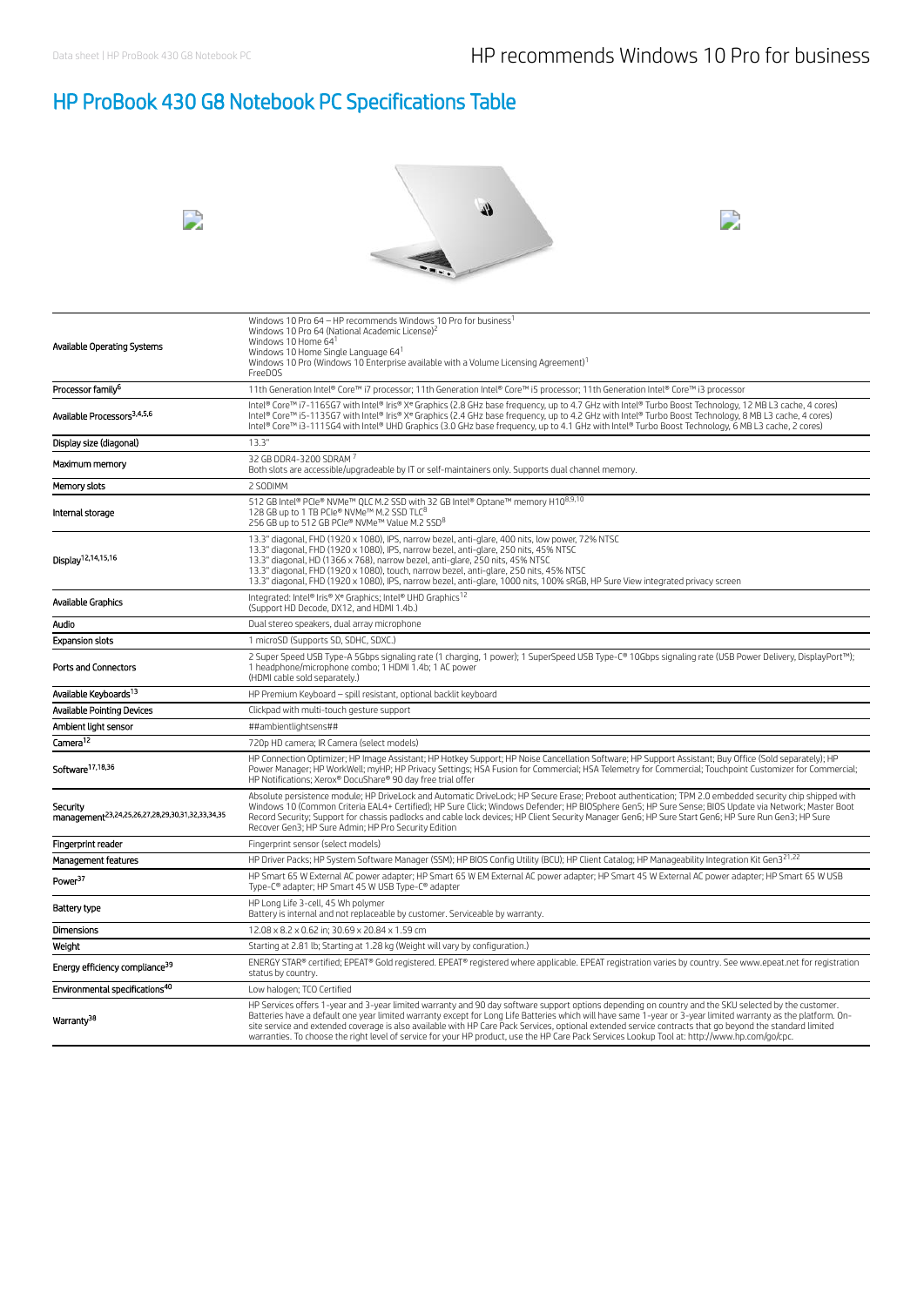# HP ProBook 430 G8 Notebook PC Specifications Table

| | |
|---|---|
| Available Operating Systems | Windows 10 Pro 64 – HP recommends Windows 10 Pro for business[1]<br>Windows 10 Pro 64 (National Academic License)[2]<br>Windows 10 Home 64[1]<br>Windows 10 Home Single Language 64[1]<br>Windows 10 Pro (Windows 10 Enterprise available with a Volume Licensing Agreement)[1]<br>FreeDOS |
| Processor family[6] | 11th Generation Intel® Core™ i7 processor; 11th Generation Intel® Core™ i5 processor; 11th Generation Intel® Core™ i3 processor |
| Available Processors[3,4,5,6] | Intel® Core™ i7-1165G7 with Intel® Iris® Xᵉ Graphics (2.8 GHz base frequency, up to 4.7 GHz with Intel® Turbo Boost Technology, 12 MB L3 cache, 4 cores)<br>Intel® Core™ i5-1135G7 with Intel® Iris® Xᵉ Graphics (2.4 GHz base frequency, up to 4.2 GHz with Intel® Turbo Boost Technology, 8 MB L3 cache, 4 cores)<br>Intel® Core™ i3-1115G4 with Intel® UHD Graphics (3.0 GHz base frequency, up to 4.1 GHz with Intel® Turbo Boost Technology, 6 MB L3 cache, 2 cores) |
| Display size (diagonal) | 13.3" |
| Maximum memory | 32 GB DDR4-3200 SDRAM [7]<br>Both slots are accessible/upgradeable by IT or self-maintainers only. Supports dual channel memory. |
| Memory slots | 2 SODIMM |
| Internal storage | 512 GB Intel® PCIe® NVMe™ QLC M.2 SSD with 32 GB Intel® Optane™ memory H10[8,9,10]<br>128 GB up to 1 TB PCIe® NVMe™ M.2 SSD TLC[8]<br>256 GB up to 512 GB PCIe® NVMe™ Value M.2 SSD[8] |
| Display[12,14,15,16] | 13.3" diagonal, FHD (1920 x 1080), IPS, narrow bezel, anti-glare, 400 nits, low power, 72% NTSC<br>13.3" diagonal, FHD (1920 x 1080), IPS, narrow bezel, anti-glare, 250 nits, 45% NTSC<br>13.3" diagonal, HD (1366 x 768), narrow bezel, anti-glare, 250 nits, 45% NTSC<br>13.3" diagonal, FHD (1920 x 1080), touch, narrow bezel, anti-glare, 250 nits, 45% NTSC<br>13.3" diagonal, FHD (1920 x 1080), IPS, narrow bezel, anti-glare, 1000 nits, 100% sRGB, HP Sure View integrated privacy screen |
| Available Graphics | Integrated: Intel® Iris® Xᵉ Graphics; Intel® UHD Graphics[12]<br>(Support HD Decode, DX12, and HDMI 1.4b.) |
| Audio | Dual stereo speakers, dual array microphone |
| Expansion slots | 1 microSD (Supports SD, SDHC, SDXC.) |
| Ports and Connectors | 2 Super Speed USB Type-A 5Gbps signaling rate (1 charging, 1 power); 1 SuperSpeed USB Type-C® 10Gbps signaling rate (USB Power Delivery, DisplayPort™); 1 headphone/microphone combo; 1 HDMI 1.4b; 1 AC power<br>(HDMI cable sold separately.) |
| Available Keyboards[13] | HP Premium Keyboard – spill resistant, optional backlit keyboard |
| Available Pointing Devices | Clickpad with multi-touch gesture support |
| Ambient light sensor | ##ambientlightsens## |
| Camera[12] | 720p HD camera; IR Camera (select models) |
| Software[17,18,36] | HP Connection Optimizer; HP Image Assistant; HP Hotkey Support; HP Noise Cancellation Software; HP Support Assistant; Buy Office (Sold separately); HP Power Manager; HP WorkWell; myHP; HP Privacy Settings; HSA Fusion for Commercial; HSA Telemetry for Commercial; Touchpoint Customizer for Commercial; HP Notifications; Xerox® DocuShare® 90 day free trial offer |
| Security management[23,24,25,26,27,28,29,30,31,32,33,34,35] | Absolute persistence module; HP DriveLock and Automatic DriveLock; HP Secure Erase; Preboot authentication; TPM 2.0 embedded security chip shipped with Windows 10 (Common Criteria EAL4+ Certified); HP Sure Click; Windows Defender; HP BIOSphere Gen5; HP Sure Sense; BIOS Update via Network; Master Boot Record Security; Support for chassis padlocks and cable lock devices; HP Client Security Manager Gen6; HP Sure Start Gen6; HP Sure Run Gen3; HP Sure Recover Gen3; HP Sure Admin; HP Pro Security Edition |
| Fingerprint reader | Fingerprint sensor (select models) |
| Management features | HP Driver Packs; HP System Software Manager (SSM); HP BIOS Config Utility (BCU); HP Client Catalog; HP Manageability Integration Kit Gen3[21,22] |
| Power[37] | HP Smart 65 W External AC power adapter; HP Smart 65 W EM External AC power adapter; HP Smart 45 W External AC power adapter; HP Smart 65 W USB Type-C® adapter; HP Smart 45 W USB Type-C® adapter |
| Battery type | HP Long Life 3-cell, 45 Wh polymer<br>Battery is internal and not replaceable by customer. Serviceable by warranty. |
| Dimensions | 12.08 x 8.2 x 0.62 in; 30.69 x 20.84 x 1.59 cm |
| Weight | Starting at 2.81 lb; Starting at 1.28 kg (Weight will vary by configuration.) |
| Energy efficiency compliance[39] | ENERGY STAR® certified; EPEAT® Gold registered. EPEAT® registered where applicable. EPEAT registration varies by country. See www.epeat.net for registration status by country. |
| Environmental specifications[40] | Low halogen; TCO Certified |
| Warranty[38] | HP Services offers 1-year and 3-year limited warranty and 90 day software support options depending on country and the SKU selected by the customer. Batteries have a default one year limited warranty except for Long Life Batteries which will have same 1-year or 3-year limited warranty as the platform. On-site service and extended coverage is also available with HP Care Pack Services, optional extended service contracts that go beyond the standard limited warranties. To choose the right level of service for your HP product, use the HP Care Pack Services Lookup Tool at: http://www.hp.com/go/cpc. |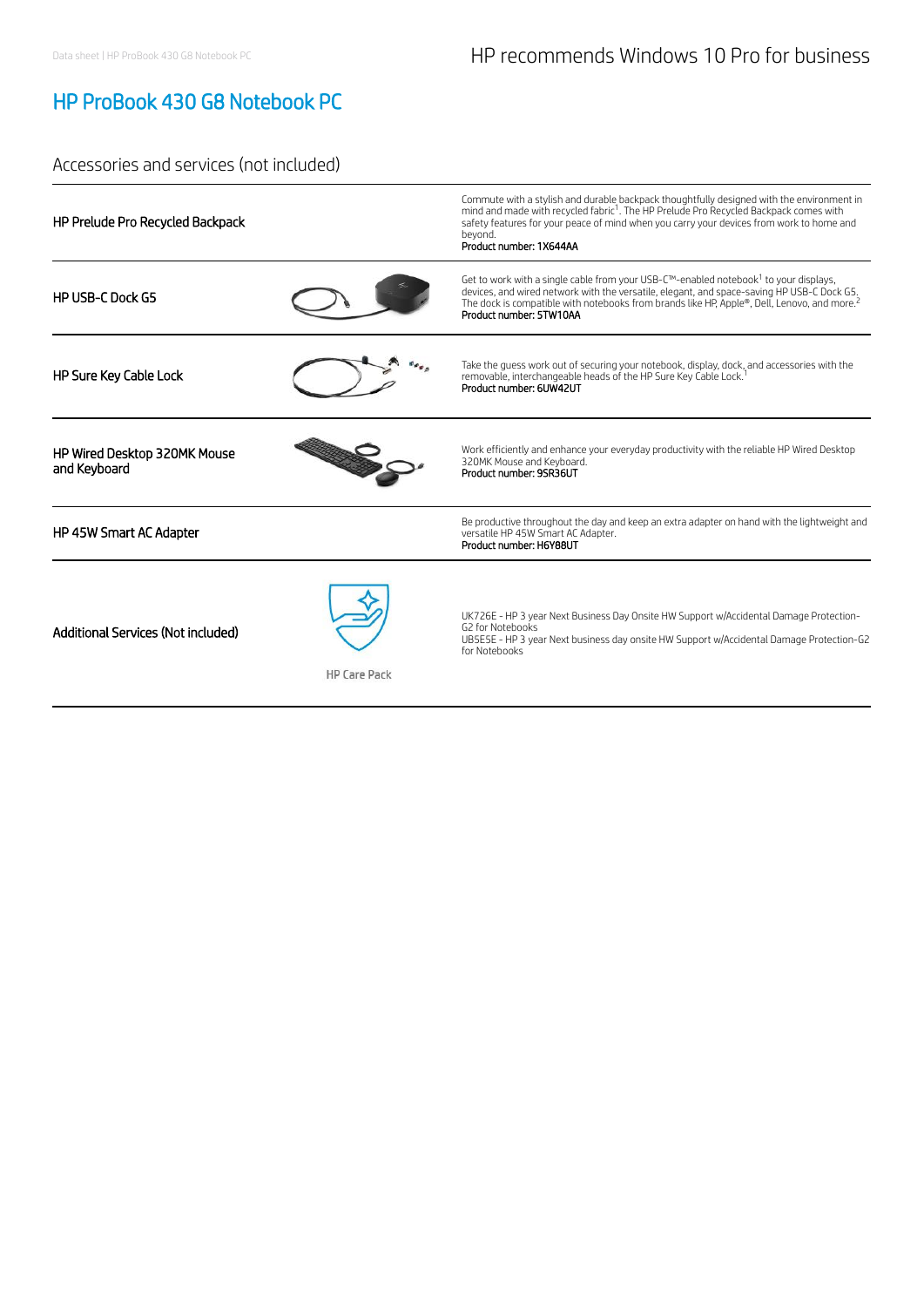# HP ProBook 430 G8 Notebook PC

## Accessories and services (not included)

| | |
|---|---|
| **HP Prelude Pro Recycled Backpack** | Commute with a stylish and durable backpack thoughtfully designed with the environment in mind and made with recycled fabric[1]. The HP Prelude Pro Recycled Backpack comes with safety features for your peace of mind when you carry your devices from work to home and beyond.<br>Product number: 1X644AA |
| **HP USB-C Dock G5** | Get to work with a single cable from your USB-C™-enabled notebook[1] to your displays, devices, and wired network with the versatile, elegant, and space-saving HP USB-C Dock G5. The dock is compatible with notebooks from brands like HP, Apple®, Dell, Lenovo, and more.[2]<br>Product number: 5TW10AA |
| **HP Sure Key Cable Lock** | Take the guess work out of securing your notebook, display, dock, and accessories with the removable, interchangeable heads of the HP Sure Key Cable Lock.[1]<br>Product number: 6UW42UT |
| **HP Wired Desktop 320MK Mouse and Keyboard** | Work efficiently and enhance your everyday productivity with the reliable HP Wired Desktop 320MK Mouse and Keyboard.<br>Product number: 9SR36UT |
| **HP 45W Smart AC Adapter** | Be productive throughout the day and keep an extra adapter on hand with the lightweight and versatile HP 45W Smart AC Adapter.<br>Product number: H6Y88UT |
| **Additional Services (Not included)**<br>HP Care Pack | UK726E - HP 3 year Next Business Day Onsite HW Support w/Accidental Damage Protection-G2 for Notebooks<br>UB5E5E - HP 3 year Next business day onsite HW Support w/Accidental Damage Protection-G2 for Notebooks |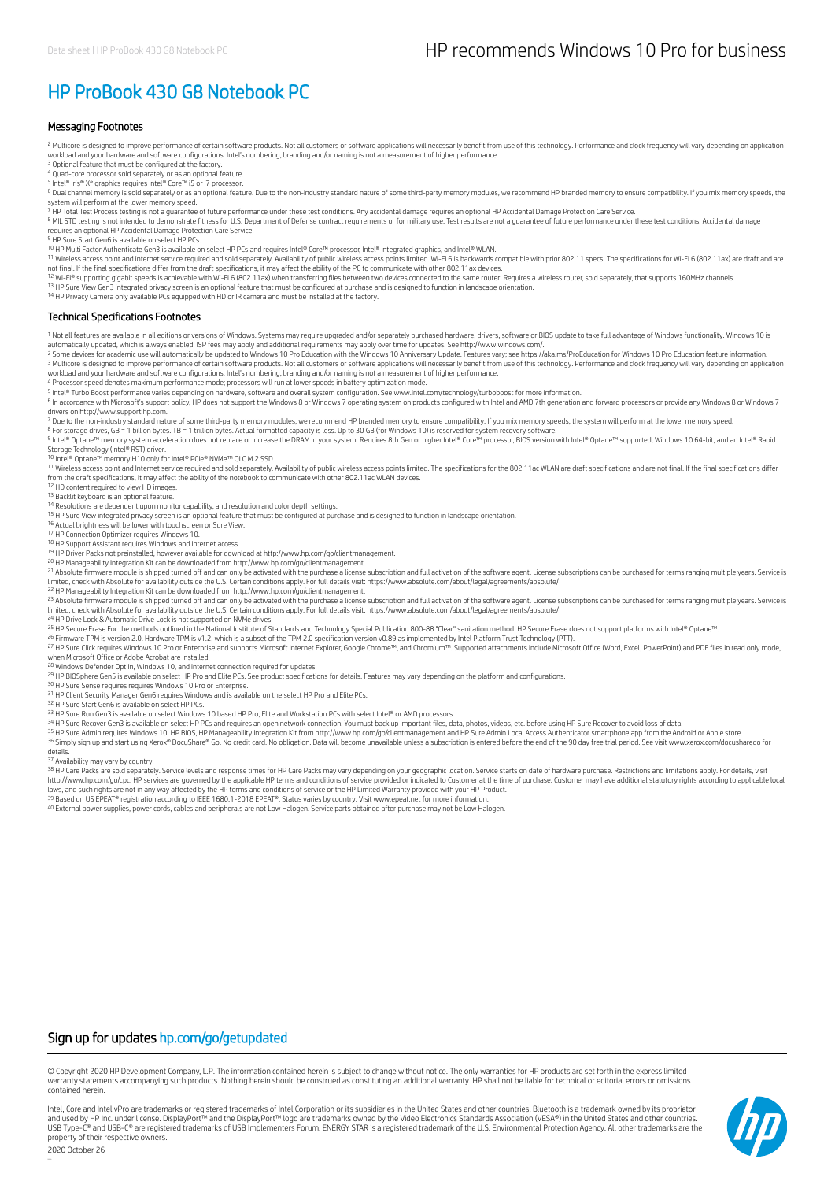# HP ProBook 430 G8 Notebook PC

## Messaging Footnotes

[2] Multicore is designed to improve performance of certain software products. Not all customers or software applications will necessarily benefit from use of this technology. Performance and clock frequency will vary depending on application workload and your hardware and software configurations. Intel's numbering, branding and/or naming is not a measurement of higher performance.
[3] Optional feature that must be configured at the factory.
[4] Quad-core processor sold separately or as an optional feature.
[5] Intel® Iris® X® graphics requires Intel® Core™ i5 or i7 processor.
[6] Dual channel memory is sold separately or as an optional feature. Due to the non-industry standard nature of some third-party memory modules, we recommend HP branded memory to ensure compatibility. If you mix memory speeds, the system will perform at the lower memory speed.
[7] HP Total Test Process testing is not a guarantee of future performance under these test conditions. Any accidental damage requires an optional HP Accidental Damage Protection Care Service.
[8] MIL STD testing is not intended to demonstrate fitness for U.S. Department of Defense contract requirements or for military use. Test results are not a guarantee of future performance under these test conditions. Accidental damage requires an optional HP Accidental Damage Protection Care Service.
[9] HP Sure Start Gen6 is available on select HP PCs.
[10] HP Multi Factor Authenticate Gen3 is available on select HP PCs and requires Intel® Core™ processor, Intel® integrated graphics, and Intel® WLAN.
[11] Wireless access point and internet service required and sold separately. Availability of public wireless access points limited. Wi-Fi 6 is backwards compatible with prior 802.11 specs. The specifications for Wi-Fi 6 (802.11ax) are draft and are not final. If the final specifications differ from the draft specifications, it may affect the ability of the PC to communicate with other 802.11ax devices.
[12] Wi-Fi® supporting gigabit speeds is achievable with Wi-Fi 6 (802.11ax) when transferring files between two devices connected to the same router. Requires a wireless router, sold separately, that supports 160MHz channels.
[13] HP Sure View Gen3 integrated privacy screen is an optional feature that must be configured at purchase and is designed to function in landscape orientation.
[14] HP Privacy Camera only available PCs equipped with HD or IR camera and must be installed at the factory.

## Technical Specifications Footnotes

[1] Not all features are available in all editions or versions of Windows. Systems may require upgraded and/or separately purchased hardware, drivers, software or BIOS update to take full advantage of Windows functionality. Windows 10 is automatically updated, which is always enabled. ISP fees may apply and additional requirements may apply over time for updates. See http://www.windows.com/.
[2] Some devices for academic use will automatically be updated to Windows 10 Pro Education with the Windows 10 Anniversary Update. Features vary; see https://aka.ms/ProEducation for Windows 10 Pro Education feature information.
[3] Multicore is designed to improve performance of certain software products. Not all customers or software applications will necessarily benefit from use of this technology. Performance and clock frequency will vary depending on application workload and your hardware and software configurations. Intel's numbering, branding and/or naming is not a measurement of higher performance.
[4] Processor speed denotes maximum performance mode; processors will run at lower speeds in battery optimization mode.
[5] Intel® Turbo Boost performance varies depending on hardware, software and overall system configuration. See www.intel.com/technology/turboboost for more information.
[6] In accordance with Microsoft's support policy, HP does not support the Windows 8 or Windows 7 operating system on products configured with Intel and AMD 7th generation and forward processors or provide any Windows 8 or Windows 7 drivers on http://www.support.hp.com.
[7] Due to the non-industry standard nature of some third-party memory modules, we recommend HP branded memory to ensure compatibility. If you mix memory speeds, the system will perform at the lower memory speed.
[8] For storage drives, GB = 1 billion bytes. TB = 1 trillion bytes. Actual formatted capacity is less. Up to 30 GB (for Windows 10) is reserved for system recovery software.
[9] Intel® Optane™ memory system acceleration does not replace or increase the DRAM in your system. Requires 8th Gen or higher Intel® Core™ processor, BIOS version with Intel® Optane™ supported, Windows 10 64-bit, and an Intel® Rapid Storage Technology (Intel® RST) driver.
[10] Intel® Optane™ memory H10 only for Intel® PCIe® NVMe™ QLC M.2 SSD.
[11] Wireless access point and Internet service required and sold separately. Availability of public wireless access points limited. The specifications for the 802.11ac WLAN are draft specifications and are not final. If the final specifications differ from the draft specifications, it may affect the ability of the notebook to communicate with other 802.11ac WLAN devices.
[12] HD content required to view HD images.
[13] Backlit keyboard is an optional feature.
[14] Resolutions are dependent upon monitor capability, and resolution and color depth settings.
[15] HP Sure View integrated privacy screen is an optional feature that must be configured at purchase and is designed to function in landscape orientation.
[16] Actual brightness will be lower with touchscreen or Sure View.
[17] HP Connection Optimizer requires Windows 10.
[18] HP Support Assistant requires Windows and Internet access.
[19] HP Driver Packs not preinstalled, however available for download at http://www.hp.com/go/clientmanagement.
[20] HP Manageability Integration Kit can be downloaded from http://www.hp.com/go/clientmanagement.
[21] Absolute firmware module is shipped turned off and can only be activated with the purchase a license subscription and full activation of the software agent. License subscriptions can be purchased for terms ranging multiple years. Service is limited, check with Absolute for availability outside the U.S. Certain conditions apply. For full details visit: https://www.absolute.com/about/legal/agreements/absolute/
[22] HP Manageability Integration Kit can be downloaded from http://www.hp.com/go/clientmanagement.
[23] Absolute firmware module is shipped turned off and can only be activated with the purchase a license subscription and full activation of the software agent. License subscriptions can be purchased for terms ranging multiple years. Service is limited, check with Absolute for availability outside the U.S. Certain conditions apply. For full details visit: https://www.absolute.com/about/legal/agreements/absolute/
[24] HP Drive Lock & Automatic Drive Lock is not supported on NVMe drives.
[25] HP Secure Erase For the methods outlined in the National Institute of Standards and Technology Special Publication 800-88 "Clear" sanitation method. HP Secure Erase does not support platforms with Intel® Optane™.
[26] Firmware TPM is version 2.0. Hardware TPM is v1.2, which is a subset of the TPM 2.0 specification version v0.89 as implemented by Intel Platform Trust Technology (PTT).
[27] HP Sure Click requires Windows 10 Pro or Enterprise and supports Microsoft Internet Explorer, Google Chrome™, and Chromium™. Supported attachments include Microsoft Office (Word, Excel, PowerPoint) and PDF files in read only mode, when Microsoft Office or Adobe Acrobat are installed.
[28] Windows Defender Opt In, Windows 10, and internet connection required for updates.
[29] HP BIOSphere Gen5 is available on select HP Pro and Elite PCs. See product specifications for details. Features may vary depending on the platform and configurations.
[30] HP Sure Sense requires requires Windows 10 Pro or Enterprise.
[31] HP Client Security Manager Gen6 requires Windows and is available on the select HP Pro and Elite PCs.
[32] HP Sure Start Gen6 is available on select HP PCs.
[33] HP Sure Run Gen3 is available on select Windows 10 based HP Pro, Elite and Workstation PCs with select Intel® or AMD processors.
[34] HP Sure Recover Gen3 is available on select HP PCs and requires an open network connection. You must back up important files, data, photos, videos, etc. before using HP Sure Recover to avoid loss of data.
[35] HP Sure Admin requires Windows 10, HP BIOS, HP Manageability Integration Kit from http://www.hp.com/go/clientmanagement and HP Sure Admin Local Access Authenticator smartphone app from the Android or Apple store.
[36] Simply sign up and start using Xerox® DocuShare® Go. No credit card. No obligation. Data will become unavailable unless a subscription is entered before the end of the 90 day free trial period. See visit www.xerox.com/docusharego for details.
[37] Availability may vary by country.
[38] HP Care Packs are sold separately. Service levels and response times for HP Care Packs may vary depending on your geographic location. Service starts on date of hardware purchase. Restrictions and limitations apply. For details, visit http://www.hp.com/go/cpc. HP services are governed by the applicable HP terms and conditions of service provided or indicated to Customer at the time of purchase. Customer may have additional statutory rights according to applicable local laws, and such rights are not in any way affected by the HP terms and conditions of service or the HP Limited Warranty provided with your HP Product.
[39] Based on US EPEAT® registration according to IEEE 1680.1-2018 EPEAT®. Status varies by country. Visit www.epeat.net for more information.
[40] External power supplies, power cords, cables and peripherals are not Low Halogen. Service parts obtained after purchase may not be Low Halogen.

## Sign up for updates hp.com/go/getupdated

© Copyright 2020 HP Development Company, L.P. The information contained herein is subject to change without notice. The only warranties for HP products are set forth in the express limited warranty statements accompanying such products. Nothing herein should be construed as constituting an additional warranty. HP shall not be liable for technical or editorial errors or omissions contained herein.

Intel, Core and Intel vPro are trademarks or registered trademarks of Intel Corporation or its subsidiaries in the United States and other countries. Bluetooth is a trademark owned by its proprietor and used by HP Inc. under license. DisplayPort™ and the DisplayPort™ logo are trademarks owned by the Video Electronics Standards Association (VESA®) in the United States and other countries. USB Type-C® and USB-C® are registered trademarks of USB Implementers Forum. ENERGY STAR is a registered trademark of the U.S. Environmental Protection Agency. All other trademarks are the property of their respective owners.

2020 October 26